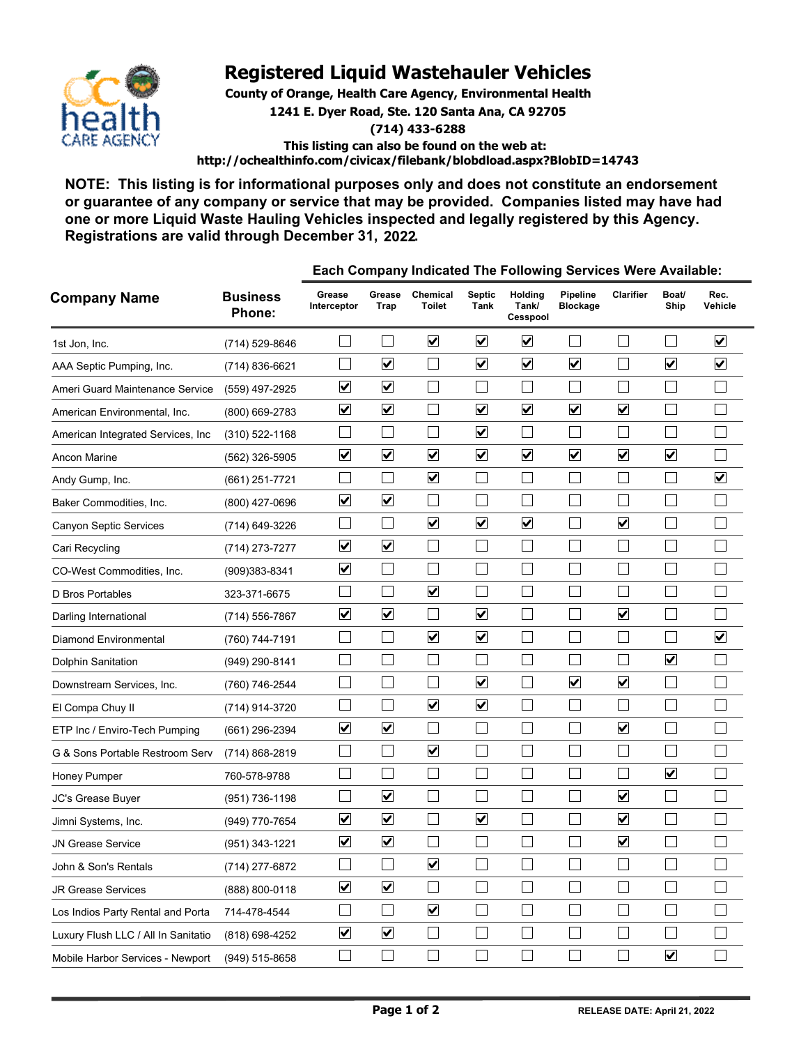# Registered Liquid Wastehauler Vehicles

**County of Orange, Health Care Agency, Environmental Health**
**1241 E. Dyer Road, Ste. 120 Santa Ana, CA 92705**
**(714) 433-6288**
**This listing can also be found on the web at:**
**http://ochealthinfo.com/civicax/filebank/blobdload.aspx?BlobID=14743**

**NOTE: This listing is for informational purposes only and does not constitute an endorsement or guarantee of any company or service that may be provided. Companies listed may have had one or more Liquid Waste Hauling Vehicles inspected and legally registered by this Agency. Registrations are valid through December 31, 2022.**

| Company Name | Business Phone: | Each Company Indicated The Following Services Were Available: | | | | | | | | |
|---|---|---|---|---|---|---|---|---|---|---|
| | | Grease Interceptor | Grease Trap | Chemical Toilet | Septic Tank | Holding Tank/ Cesspool | Pipeline Blockage | Clarifier | Boat/ Ship | Rec. Vehicle |
| 1st Jon, Inc. | (714) 529-8646 | ☐ | ☐ | ☑ | ☑ | ☑ | ☐ | ☐ | ☐ | ☑ |
| AAA Septic Pumping, Inc. | (714) 836-6621 | ☐ | ☑ | ☐ | ☑ | ☑ | ☑ | ☐ | ☑ | ☑ |
| Ameri Guard Maintenance Service | (559) 497-2925 | ☑ | ☑ | ☐ | ☐ | ☐ | ☐ | ☐ | ☐ | ☐ |
| American Environmental, Inc. | (800) 669-2783 | ☑ | ☑ | ☐ | ☑ | ☑ | ☑ | ☑ | ☐ | ☐ |
| American Integrated Services, Inc | (310) 522-1168 | ☐ | ☐ | ☐ | ☑ | ☐ | ☐ | ☐ | ☐ | ☐ |
| Ancon Marine | (562) 326-5905 | ☑ | ☑ | ☑ | ☑ | ☑ | ☑ | ☑ | ☑ | ☐ |
| Andy Gump, Inc. | (661) 251-7721 | ☐ | ☐ | ☑ | ☐ | ☐ | ☐ | ☐ | ☐ | ☑ |
| Baker Commodities, Inc. | (800) 427-0696 | ☑ | ☑ | ☐ | ☐ | ☐ | ☐ | ☐ | ☐ | ☐ |
| Canyon Septic Services | (714) 649-3226 | ☐ | ☐ | ☑ | ☑ | ☑ | ☐ | ☑ | ☐ | ☐ |
| Cari Recycling | (714) 273-7277 | ☑ | ☑ | ☐ | ☐ | ☐ | ☐ | ☐ | ☐ | ☐ |
| CO-West Commodities, Inc. | (909)383-8341 | ☑ | ☐ | ☐ | ☐ | ☐ | ☐ | ☐ | ☐ | ☐ |
| D Bros Portables | 323-371-6675 | ☐ | ☐ | ☑ | ☐ | ☐ | ☐ | ☐ | ☐ | ☐ |
| Darling International | (714) 556-7867 | ☑ | ☑ | ☐ | ☑ | ☐ | ☐ | ☑ | ☐ | ☐ |
| Diamond Environmental | (760) 744-7191 | ☐ | ☐ | ☑ | ☑ | ☐ | ☐ | ☐ | ☐ | ☑ |
| Dolphin Sanitation | (949) 290-8141 | ☐ | ☐ | ☐ | ☐ | ☐ | ☐ | ☐ | ☑ | ☐ |
| Downstream Services, Inc. | (760) 746-2544 | ☐ | ☐ | ☐ | ☑ | ☐ | ☑ | ☑ | ☐ | ☐ |
| El Compa Chuy II | (714) 914-3720 | ☐ | ☐ | ☑ | ☑ | ☐ | ☐ | ☐ | ☐ | ☐ |
| ETP Inc / Enviro-Tech Pumping | (661) 296-2394 | ☑ | ☑ | ☐ | ☐ | ☐ | ☐ | ☑ | ☐ | ☐ |
| G & Sons Portable Restroom Serv | (714) 868-2819 | ☐ | ☐ | ☑ | ☐ | ☐ | ☐ | ☐ | ☐ | ☐ |
| Honey Pumper | 760-578-9788 | ☐ | ☐ | ☐ | ☐ | ☐ | ☐ | ☐ | ☑ | ☐ |
| JC's Grease Buyer | (951) 736-1198 | ☐ | ☑ | ☐ | ☐ | ☐ | ☐ | ☑ | ☐ | ☐ |
| Jimni Systems, Inc. | (949) 770-7654 | ☑ | ☑ | ☐ | ☑ | ☐ | ☐ | ☑ | ☐ | ☐ |
| JN Grease Service | (951) 343-1221 | ☑ | ☑ | ☐ | ☐ | ☐ | ☐ | ☑ | ☐ | ☐ |
| John & Son's Rentals | (714) 277-6872 | ☐ | ☐ | ☑ | ☐ | ☐ | ☐ | ☐ | ☐ | ☐ |
| JR Grease Services | (888) 800-0118 | ☑ | ☑ | ☐ | ☐ | ☐ | ☐ | ☐ | ☐ | ☐ |
| Los Indios Party Rental and Porta | 714-478-4544 | ☐ | ☐ | ☑ | ☐ | ☐ | ☐ | ☐ | ☐ | ☐ |
| Luxury Flush LLC / All In Sanitatio | (818) 698-4252 | ☑ | ☑ | ☐ | ☐ | ☐ | ☐ | ☐ | ☐ | ☐ |
| Mobile Harbor Services - Newport | (949) 515-8658 | ☐ | ☐ | ☐ | ☐ | ☐ | ☐ | ☐ | ☑ | ☐ |

**RELEASE DATE: April 21, 2022**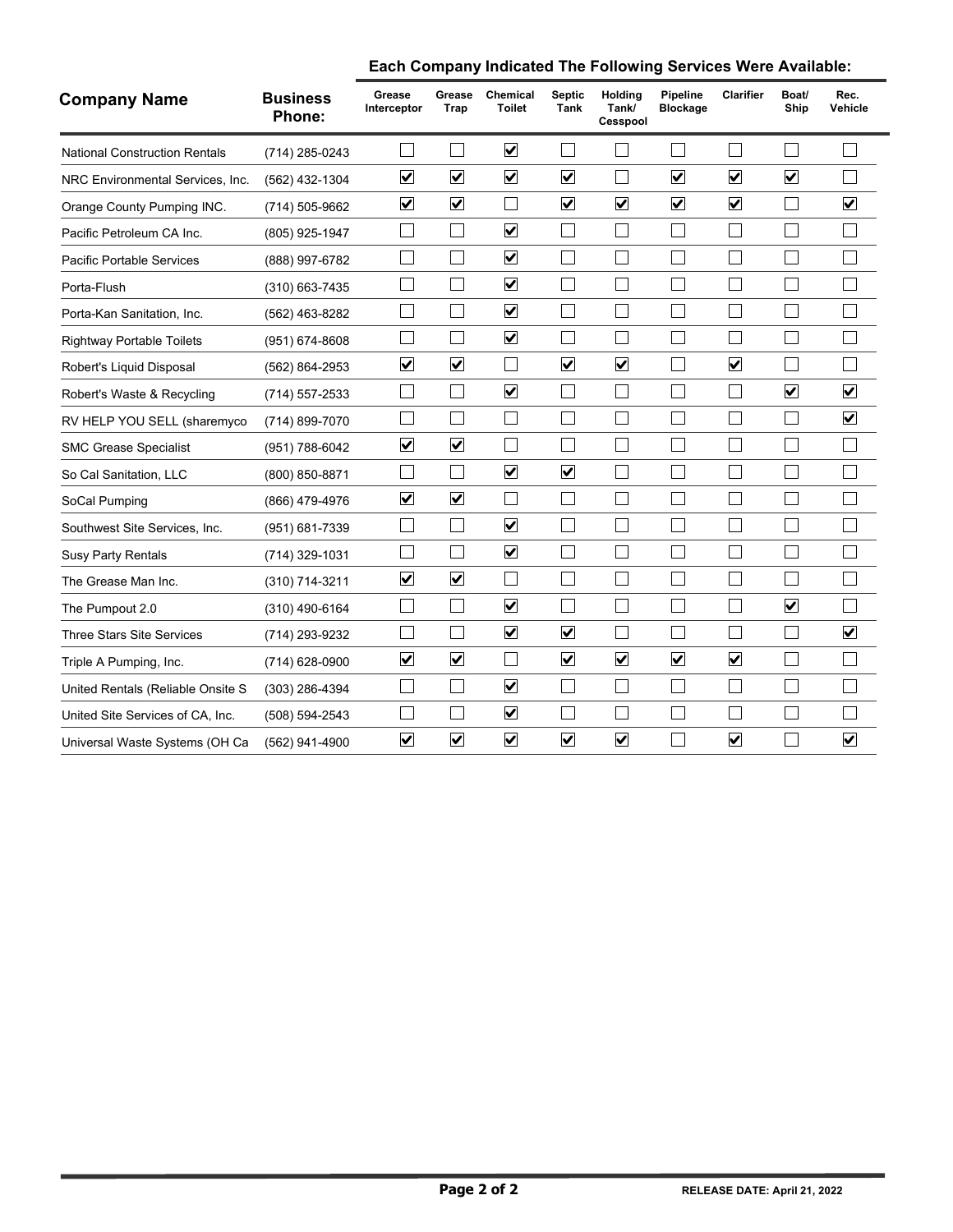| Company Name | Business Phone: | Each Company Indicated The Following Services Were Available: | | | | | | | | |
|---|---|---|---|---|---|---|---|---|---|---|
| | | Grease Interceptor | Grease Trap | Chemical Toilet | Septic Tank | Holding Tank/ Cesspool | Pipeline Blockage | Clarifier | Boat/ Ship | Rec. Vehicle |
| National Construction Rentals | (714) 285-0243 | ☐ | ☐ | ☑ | ☐ | ☐ | ☐ | ☐ | ☐ | ☐ |
| NRC Environmental Services, Inc. | (562) 432-1304 | ☑ | ☑ | ☑ | ☑ | ☐ | ☑ | ☑ | ☑ | ☐ |
| Orange County Pumping INC. | (714) 505-9662 | ☑ | ☑ | ☐ | ☑ | ☑ | ☑ | ☑ | ☐ | ☑ |
| Pacific Petroleum CA Inc. | (805) 925-1947 | ☐ | ☐ | ☑ | ☐ | ☐ | ☐ | ☐ | ☐ | ☐ |
| Pacific Portable Services | (888) 997-6782 | ☐ | ☐ | ☑ | ☐ | ☐ | ☐ | ☐ | ☐ | ☐ |
| Porta-Flush | (310) 663-7435 | ☐ | ☐ | ☑ | ☐ | ☐ | ☐ | ☐ | ☐ | ☐ |
| Porta-Kan Sanitation, Inc. | (562) 463-8282 | ☐ | ☐ | ☑ | ☐ | ☐ | ☐ | ☐ | ☐ | ☐ |
| Rightway Portable Toilets | (951) 674-8608 | ☐ | ☐ | ☑ | ☐ | ☐ | ☐ | ☐ | ☐ | ☐ |
| Robert's Liquid Disposal | (562) 864-2953 | ☑ | ☑ | ☐ | ☑ | ☑ | ☐ | ☑ | ☐ | ☐ |
| Robert's Waste & Recycling | (714) 557-2533 | ☐ | ☐ | ☑ | ☐ | ☐ | ☐ | ☐ | ☑ | ☑ |
| RV HELP YOU SELL (sharemyco | (714) 899-7070 | ☐ | ☐ | ☐ | ☐ | ☐ | ☐ | ☐ | ☐ | ☑ |
| SMC Grease Specialist | (951) 788-6042 | ☑ | ☑ | ☐ | ☐ | ☐ | ☐ | ☐ | ☐ | ☐ |
| So Cal Sanitation, LLC | (800) 850-8871 | ☐ | ☐ | ☑ | ☑ | ☐ | ☐ | ☐ | ☐ | ☐ |
| SoCal Pumping | (866) 479-4976 | ☑ | ☑ | ☐ | ☐ | ☐ | ☐ | ☐ | ☐ | ☐ |
| Southwest Site Services, Inc. | (951) 681-7339 | ☐ | ☐ | ☑ | ☐ | ☐ | ☐ | ☐ | ☐ | ☐ |
| Susy Party Rentals | (714) 329-1031 | ☐ | ☐ | ☑ | ☐ | ☐ | ☐ | ☐ | ☐ | ☐ |
| The Grease Man Inc. | (310) 714-3211 | ☑ | ☑ | ☐ | ☐ | ☐ | ☐ | ☐ | ☐ | ☐ |
| The Pumpout 2.0 | (310) 490-6164 | ☐ | ☐ | ☑ | ☐ | ☐ | ☐ | ☐ | ☑ | ☐ |
| Three Stars Site Services | (714) 293-9232 | ☐ | ☐ | ☑ | ☑ | ☐ | ☐ | ☐ | ☐ | ☑ |
| Triple A Pumping, Inc. | (714) 628-0900 | ☑ | ☑ | ☐ | ☑ | ☑ | ☑ | ☑ | ☐ | ☐ |
| United Rentals (Reliable Onsite S | (303) 286-4394 | ☐ | ☐ | ☑ | ☐ | ☐ | ☐ | ☐ | ☐ | ☐ |
| United Site Services of CA, Inc. | (508) 594-2543 | ☐ | ☐ | ☑ | ☐ | ☐ | ☐ | ☐ | ☐ | ☐ |
| Universal Waste Systems (OH Ca | (562) 941-4900 | ☑ | ☑ | ☑ | ☑ | ☑ | ☐ | ☑ | ☐ | ☑ |

RELEASE DATE: April 21, 2022